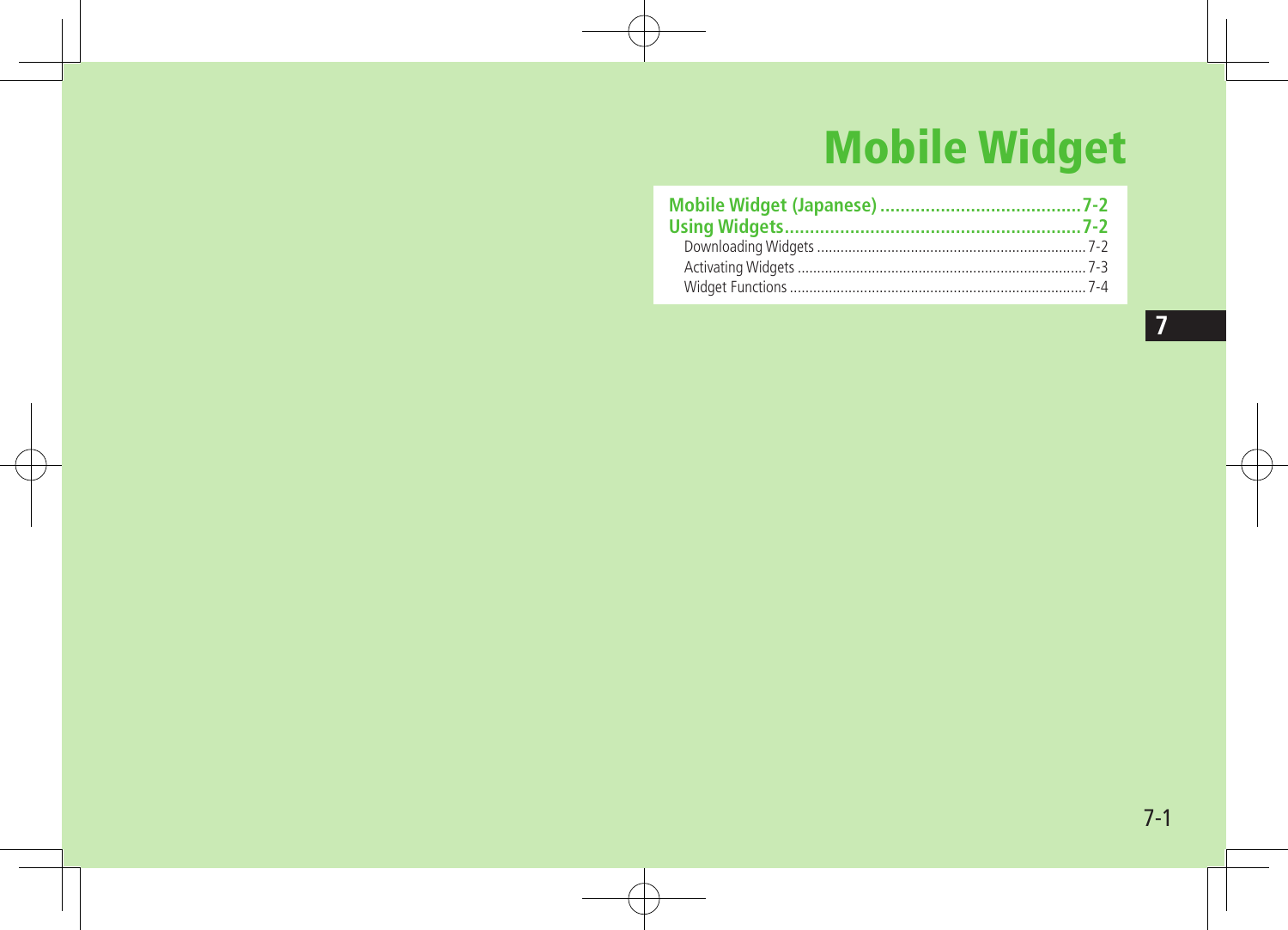# Mobile Widget

**Mobile Widget (Japanese) ........................................7-2**
**Using Widgets...........................................................7-2**
- Downloading Widgets ..................................................................... 7-2
- Activating Widgets .......................................................................... 7-3
- Widget Functions ............................................................................ 7-4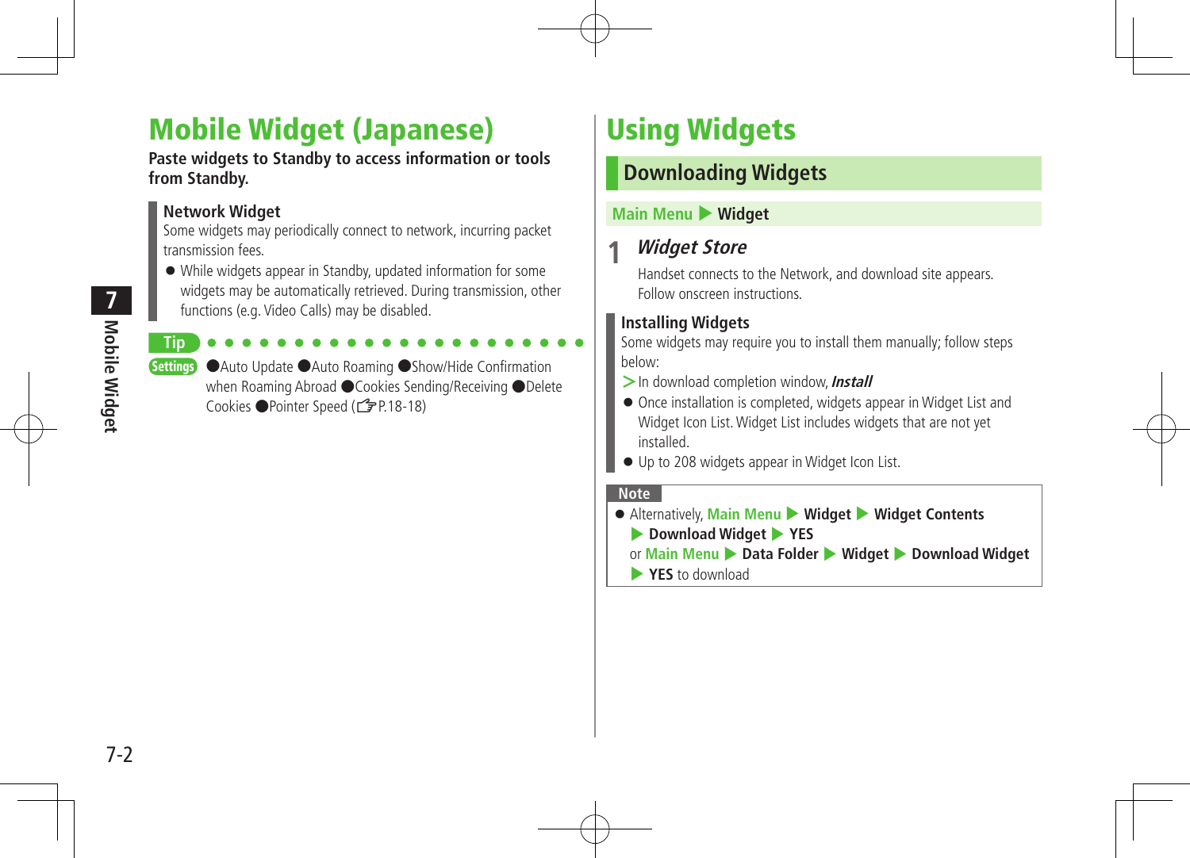# Mobile Widget (Japanese)

**Paste widgets to Standby to access information or tools from Standby.**

**Network Widget**
Some widgets may periodically connect to network, incurring packet transmission fees.

- While widgets appear in Standby, updated information for some widgets may be automatically retrieved. During transmission, other functions (e.g. Video Calls) may be disabled.

**Tip**

**Settings** ●Auto Update ●Auto Roaming ●Show/Hide Confirmation when Roaming Abroad ●Cookies Sending/Receiving ●Delete Cookies ●Pointer Speed (☞P.18-18)

# Using Widgets

## Downloading Widgets

**Main Menu ▶ Widget**

**1** ***Widget Store***

Handset connects to the Network, and download site appears.
Follow onscreen instructions.

**Installing Widgets**
Some widgets may require you to install them manually; follow steps below:

＞In download completion window, ***Install***

- Once installation is completed, widgets appear in Widget List and Widget Icon List. Widget List includes widgets that are not yet installed.
- Up to 208 widgets appear in Widget Icon List.

**Note**

- Alternatively, **Main Menu ▶ Widget ▶ Widget Contents ▶ Download Widget ▶ YES** or **Main Menu ▶ Data Folder ▶ Widget ▶ Download Widget ▶ YES** to download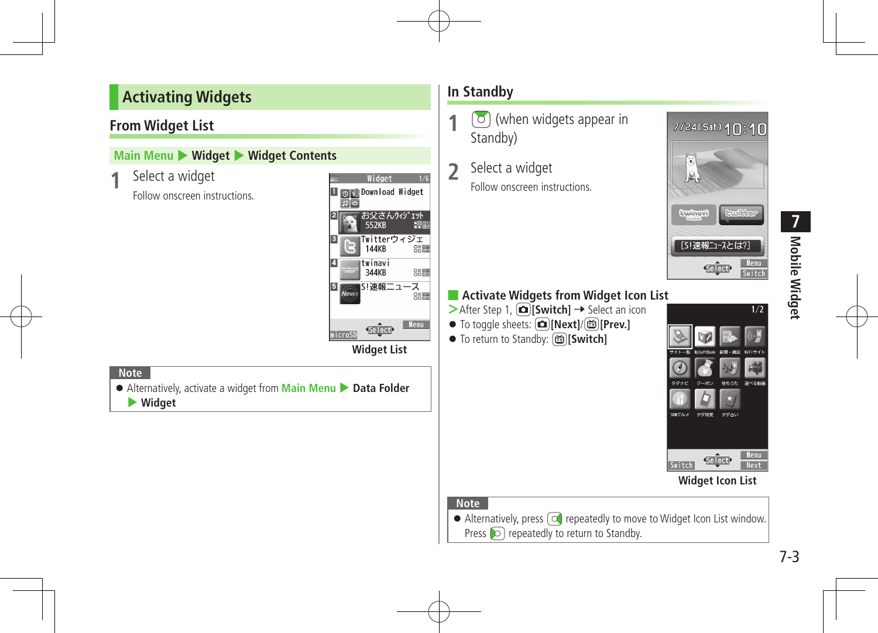## Activating Widgets

### From Widget List

**Main Menu ▶ Widget ▶ Widget Contents**

**1** Select a widget

Follow onscreen instructions.

Widget List

**Note**

- Alternatively, activate a widget from **Main Menu ▶ Data Folder ▶ Widget**

### In Standby

**1** (when widgets appear in Standby)

**2** Select a widget

Follow onscreen instructions.

#### Activate Widgets from Widget Icon List

>After Step 1, **[Switch]** → Select an icon

- To toggle sheets: **[Next]**/**[Prev.]**
- To return to Standby: **[Switch]**

Widget Icon List

**Note**

- Alternatively, press repeatedly to move to Widget Icon List window. Press repeatedly to return to Standby.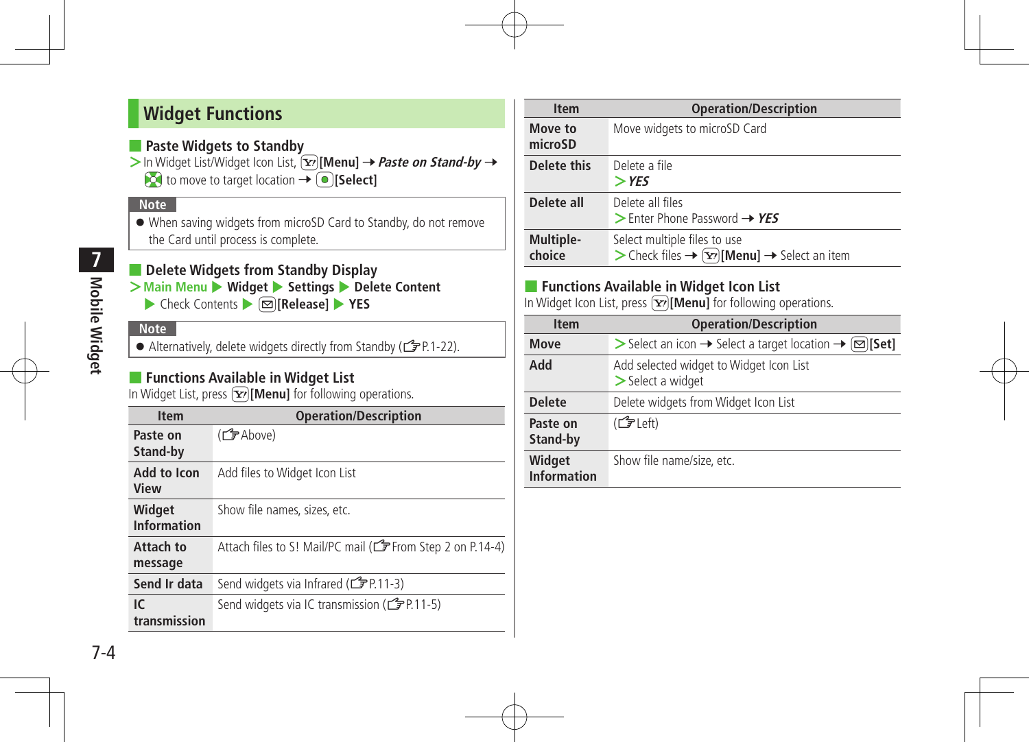# Widget Functions

## Paste Widgets to Standby

> In Widget List/Widget Icon List, [Menu] → *Paste on Stand-by* → to move to target location → [Select]

**Note**

- When saving widgets from microSD Card to Standby, do not remove the Card until process is complete.

## Delete Widgets from Standby Display

> Main Menu ▶ Widget ▶ Settings ▶ Delete Content ▶ Check Contents ▶ [Release] ▶ YES

**Note**

- Alternatively, delete widgets directly from Standby (☞P.1-22).

## Functions Available in Widget List

In Widget List, press [Menu] for following operations.

| Item | Operation/Description |
|---|---|
| Paste on Stand-by | (☞Above) |
| Add to Icon View | Add files to Widget Icon List |
| Widget Information | Show file names, sizes, etc. |
| Attach to message | Attach files to S! Mail/PC mail (☞From Step 2 on P.14-4) |
| Send Ir data | Send widgets via Infrared (☞P.11-3) |
| IC transmission | Send widgets via IC transmission (☞P.11-5) |
| Move to microSD | Move widgets to microSD Card |
| Delete this | Delete a file<br>> *YES* |
| Delete all | Delete all files<br>> Enter Phone Password → *YES* |
| Multiple-choice | Select multiple files to use<br>> Check files → [Menu] → Select an item |

## Functions Available in Widget Icon List

In Widget Icon List, press [Menu] for following operations.

| Item | Operation/Description |
|---|---|
| Move | > Select an icon → Select a target location → [Set] |
| Add | Add selected widget to Widget Icon List<br>> Select a widget |
| Delete | Delete widgets from Widget Icon List |
| Paste on Stand-by | (☞Left) |
| Widget Information | Show file name/size, etc. |